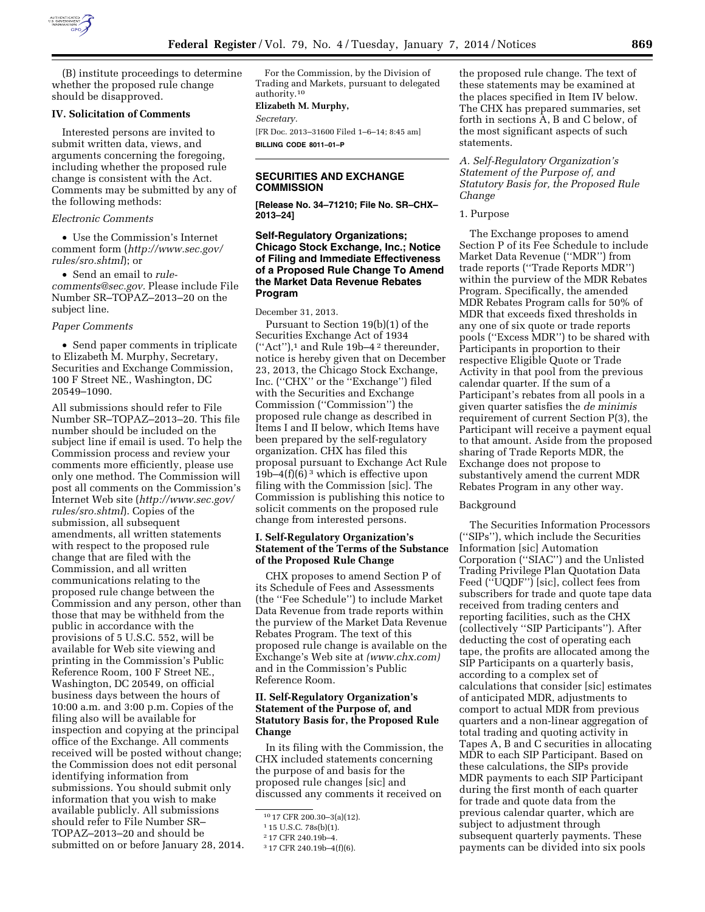(B) institute proceedings to determine whether the proposed rule change should be disapproved.

### IV. Solicitation of Comments

Interested persons are invited to submit written data, views, and arguments concerning the foregoing, including whether the proposed rule change is consistent with the Act. Comments may be submitted by any of the following methods:

*Electronic Comments*

- Use the Commission's Internet comment form (*http://www.sec.gov/rules/sro.shtml*); or
- Send an email to *rule-comments@sec.gov*. Please include File Number SR–TOPAZ–2013–20 on the subject line.

*Paper Comments*

- Send paper comments in triplicate to Elizabeth M. Murphy, Secretary, Securities and Exchange Commission, 100 F Street NE., Washington, DC 20549–1090.

All submissions should refer to File Number SR–TOPAZ–2013–20. This file number should be included on the subject line if email is used. To help the Commission process and review your comments more efficiently, please use only one method. The Commission will post all comments on the Commission's Internet Web site (*http://www.sec.gov/rules/sro.shtml*). Copies of the submission, all subsequent amendments, all written statements with respect to the proposed rule change that are filed with the Commission, and all written communications relating to the proposed rule change between the Commission and any person, other than those that may be withheld from the public in accordance with the provisions of 5 U.S.C. 552, will be available for Web site viewing and printing in the Commission's Public Reference Room, 100 F Street NE., Washington, DC 20549, on official business days between the hours of 10:00 a.m. and 3:00 p.m. Copies of the filing also will be available for inspection and copying at the principal office of the Exchange. All comments received will be posted without change; the Commission does not edit personal identifying information from submissions. You should submit only information that you wish to make available publicly. All submissions should refer to File Number SR–TOPAZ–2013–20 and should be submitted on or before January 28, 2014.

For the Commission, by the Division of Trading and Markets, pursuant to delegated authority.[10]

**Elizabeth M. Murphy,**

*Secretary.*

[FR Doc. 2013–31600 Filed 1–6–14; 8:45 am]

**BILLING CODE 8011–01–P**

---

## SECURITIES AND EXCHANGE COMMISSION

**[Release No. 34–71210; File No. SR–CHX–2013–24]**

### Self-Regulatory Organizations; Chicago Stock Exchange, Inc.; Notice of Filing and Immediate Effectiveness of a Proposed Rule Change To Amend the Market Data Revenue Rebates Program

December 31, 2013.

Pursuant to Section 19(b)(1) of the Securities Exchange Act of 1934 (''Act''),[1] and Rule 19b–4[2] thereunder, notice is hereby given that on December 23, 2013, the Chicago Stock Exchange, Inc. (''CHX'' or the ''Exchange'') filed with the Securities and Exchange Commission (''Commission'') the proposed rule change as described in Items I and II below, which Items have been prepared by the self-regulatory organization. CHX has filed this proposal pursuant to Exchange Act Rule 19b–4(f)(6)[3] which is effective upon filing with the Commission [sic]. The Commission is publishing this notice to solicit comments on the proposed rule change from interested persons.

### I. Self-Regulatory Organization's Statement of the Terms of the Substance of the Proposed Rule Change

CHX proposes to amend Section P of its Schedule of Fees and Assessments (the ''Fee Schedule'') to include Market Data Revenue from trade reports within the purview of the Market Data Revenue Rebates Program. The text of this proposed rule change is available on the Exchange's Web site at *(www.chx.com)* and in the Commission's Public Reference Room.

### II. Self-Regulatory Organization's Statement of the Purpose of, and Statutory Basis for, the Proposed Rule Change

In its filing with the Commission, the CHX included statements concerning the purpose of and basis for the proposed rule changes [sic] and discussed any comments it received on the proposed rule change. The text of these statements may be examined at the places specified in Item IV below. The CHX has prepared summaries, set forth in sections A, B and C below, of the most significant aspects of such statements.

*A. Self-Regulatory Organization's Statement of the Purpose of, and Statutory Basis for, the Proposed Rule Change*

1. Purpose

The Exchange proposes to amend Section P of its Fee Schedule to include Market Data Revenue (''MDR'') from trade reports (''Trade Reports MDR'') within the purview of the MDR Rebates Program. Specifically, the amended MDR Rebates Program calls for 50% of MDR that exceeds fixed thresholds in any one of six quote or trade reports pools (''Excess MDR'') to be shared with Participants in proportion to their respective Eligible Quote or Trade Activity in that pool from the previous calendar quarter. If the sum of a Participant's rebates from all pools in a given quarter satisfies the *de minimis* requirement of current Section P(3), the Participant will receive a payment equal to that amount. Aside from the proposed sharing of Trade Reports MDR, the Exchange does not propose to substantively amend the current MDR Rebates Program in any other way.

Background

The Securities Information Processors (''SIPs''), which include the Securities Information [sic] Automation Corporation (''SIAC'') and the Unlisted Trading Privilege Plan Quotation Data Feed (''UQDF'') [sic], collect fees from subscribers for trade and quote tape data received from trading centers and reporting facilities, such as the CHX (collectively ''SIP Participants''). After deducting the cost of operating each tape, the profits are allocated among the SIP Participants on a quarterly basis, according to a complex set of calculations that consider [sic] estimates of anticipated MDR, adjustments to comport to actual MDR from previous quarters and a non-linear aggregation of total trading and quoting activity in Tapes A, B and C securities in allocating MDR to each SIP Participant. Based on these calculations, the SIPs provide MDR payments to each SIP Participant during the first month of each quarter for trade and quote data from the previous calendar quarter, which are subject to adjustment through subsequent quarterly payments. These payments can be divided into six pools

---

[10] 17 CFR 200.30–3(a)(12).

[1] 15 U.S.C. 78s(b)(1).

[2] 17 CFR 240.19b–4.

[3] 17 CFR 240.19b–4(f)(6).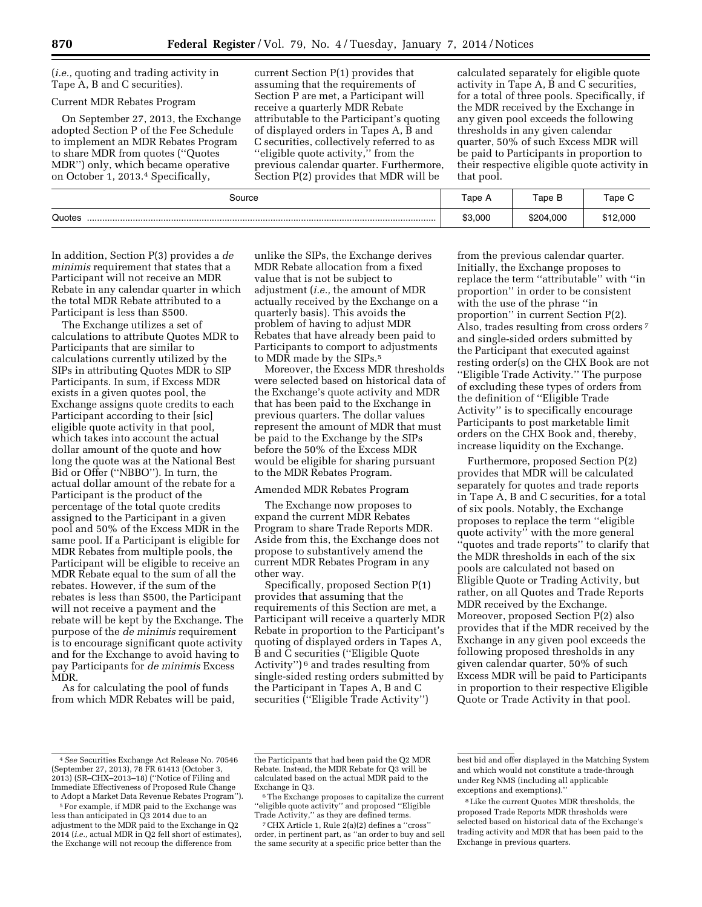(*i.e.,* quoting and trading activity in Tape A, B and C securities).

Current MDR Rebates Program

On September 27, 2013, the Exchange adopted Section P of the Fee Schedule to implement an MDR Rebates Program to share MDR from quotes (''Quotes MDR'') only, which became operative on October 1, 2013.[4] Specifically, current Section P(1) provides that assuming that the requirements of Section P are met, a Participant will receive a quarterly MDR Rebate attributable to the Participant's quoting of displayed orders in Tapes A, B and C securities, collectively referred to as ''eligible quote activity,'' from the previous calendar quarter. Furthermore, Section P(2) provides that MDR will be calculated separately for eligible quote activity in Tape A, B and C securities, for a total of three pools. Specifically, if the MDR received by the Exchange in any given pool exceeds the following thresholds in any given calendar quarter, 50% of such Excess MDR will be paid to Participants in proportion to their respective eligible quote activity in that pool.

| Source | Tape A | Tape B | Tape C |
|---|---|---|---|
| Quotes | $3,000 | $204,000 | $12,000 |

In addition, Section P(3) provides a *de minimis* requirement that states that a Participant will not receive an MDR Rebate in any calendar quarter in which the total MDR Rebate attributed to a Participant is less than $500.

The Exchange utilizes a set of calculations to attribute Quotes MDR to Participants that are similar to calculations currently utilized by the SIPs in attributing Quotes MDR to SIP Participants. In sum, if Excess MDR exists in a given quotes pool, the Exchange assigns quote credits to each Participant according to their [sic] eligible quote activity in that pool, which takes into account the actual dollar amount of the quote and how long the quote was at the National Best Bid or Offer (''NBBO''). In turn, the actual dollar amount of the rebate for a Participant is the product of the percentage of the total quote credits assigned to the Participant in a given pool and 50% of the Excess MDR in the same pool. If a Participant is eligible for MDR Rebates from multiple pools, the Participant will be eligible to receive an MDR Rebate equal to the sum of all the rebates. However, if the sum of the rebates is less than $500, the Participant will not receive a payment and the rebate will be kept by the Exchange. The purpose of the *de minimis* requirement is to encourage significant quote activity and for the Exchange to avoid having to pay Participants for *de minimis* Excess MDR.

As for calculating the pool of funds from which MDR Rebates will be paid, unlike the SIPs, the Exchange derives MDR Rebate allocation from a fixed value that is not be subject to adjustment (*i.e.,* the amount of MDR actually received by the Exchange on a quarterly basis). This avoids the problem of having to adjust MDR Rebates that have already been paid to Participants to comport to adjustments to MDR made by the SIPs.[5]

Moreover, the Excess MDR thresholds were selected based on historical data of the Exchange's quote activity and MDR that has been paid to the Exchange in previous quarters. The dollar values represent the amount of MDR that must be paid to the Exchange by the SIPs before the 50% of the Excess MDR would be eligible for sharing pursuant to the MDR Rebates Program.

Amended MDR Rebates Program

The Exchange now proposes to expand the current MDR Rebates Program to share Trade Reports MDR. Aside from this, the Exchange does not propose to substantively amend the current MDR Rebates Program in any other way.

Specifically, proposed Section P(1) provides that assuming that the requirements of this Section are met, a Participant will receive a quarterly MDR Rebate in proportion to the Participant's quoting of displayed orders in Tapes A, B and C securities (''Eligible Quote Activity'')[6] and trades resulting from single-sided resting orders submitted by the Participant in Tapes A, B and C securities (''Eligible Trade Activity'') from the previous calendar quarter. Initially, the Exchange proposes to replace the term ''attributable'' with ''in proportion'' in order to be consistent with the use of the phrase ''in proportion'' in current Section P(2). Also, trades resulting from cross orders[7] and single-sided orders submitted by the Participant that executed against resting order(s) on the CHX Book are not ''Eligible Trade Activity.'' The purpose of excluding these types of orders from the definition of ''Eligible Trade Activity'' is to specifically encourage Participants to post marketable limit orders on the CHX Book and, thereby, increase liquidity on the Exchange.

Furthermore, proposed Section P(2) provides that MDR will be calculated separately for quotes and trade reports in Tape A, B and C securities, for a total of six pools. Notably, the Exchange proposes to replace the term ''eligible quote activity'' with the more general ''quotes and trade reports'' to clarify that the MDR thresholds in each of the six pools are calculated not based on Eligible Quote or Trading Activity, but rather, on all Quotes and Trade Reports MDR received by the Exchange. Moreover, proposed Section P(2) also provides that if the MDR received by the Exchange in any given pool exceeds the following proposed thresholds in any given calendar quarter, 50% of such Excess MDR will be paid to Participants in proportion to their respective Eligible Quote or Trade Activity in that pool.

---

[4] *See* Securities Exchange Act Release No. 70546 (September 27, 2013), 78 FR 61413 (October 3, 2013) (SR–CHX–2013–18) (''Notice of Filing and Immediate Effectiveness of Proposed Rule Change to Adopt a Market Data Revenue Rebates Program'').

[5] For example, if MDR paid to the Exchange was less than anticipated in Q3 2014 due to an adjustment to the MDR paid to the Exchange in Q2 2014 (*i.e.,* actual MDR in Q2 fell short of estimates), the Exchange will not recoup the difference from the Participants that had been paid the Q2 MDR Rebate. Instead, the MDR Rebate for Q3 will be calculated based on the actual MDR paid to the Exchange in Q3.

[6] The Exchange proposes to capitalize the current ''eligible quote activity'' and proposed ''Eligible Trade Activity,'' as they are defined terms.

[7] CHX Article 1, Rule 2(a)(2) defines a ''cross'' order, in pertinent part, as ''an order to buy and sell the same security at a specific price better than the best bid and offer displayed in the Matching System and which would not constitute a trade-through under Reg NMS (including all applicable exceptions and exemptions).''

[8] Like the current Quotes MDR thresholds, the proposed Trade Reports MDR thresholds were selected based on historical data of the Exchange's trading activity and MDR that has been paid to the Exchange in previous quarters.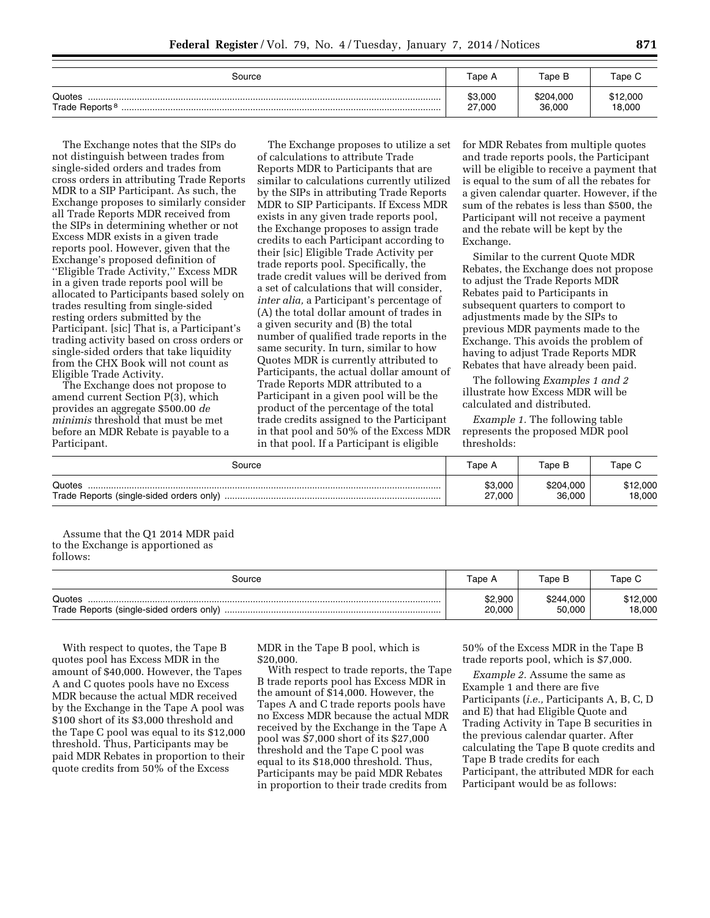| Source | Tape A | Tape B | Tape C |
| --- | --- | --- | --- |
| Quotes | $3,000 | $204,000 | $12,000 |
| Trade Reports [8] | 27,000 | 36,000 | 18,000 |

The Exchange notes that the SIPs do not distinguish between trades from single-sided orders and trades from cross orders in attributing Trade Reports MDR to a SIP Participant. As such, the Exchange proposes to similarly consider all Trade Reports MDR received from the SIPs in determining whether or not Excess MDR exists in a given trade reports pool. However, given that the Exchange's proposed definition of ''Eligible Trade Activity,'' Excess MDR in a given trade reports pool will be allocated to Participants based solely on trades resulting from single-sided resting orders submitted by the Participant. [sic] That is, a Participant's trading activity based on cross orders or single-sided orders that take liquidity from the CHX Book will not count as Eligible Trade Activity.

The Exchange does not propose to amend current Section P(3), which provides an aggregate $500.00 *de minimis* threshold that must be met before an MDR Rebate is payable to a Participant.

The Exchange proposes to utilize a set of calculations to attribute Trade Reports MDR to Participants that are similar to calculations currently utilized by the SIPs in attributing Trade Reports MDR to SIP Participants. If Excess MDR exists in any given trade reports pool, the Exchange proposes to assign trade credits to each Participant according to their [sic] Eligible Trade Activity per trade reports pool. Specifically, the trade credit values will be derived from a set of calculations that will consider, *inter alia,* a Participant's percentage of (A) the total dollar amount of trades in a given security and (B) the total number of qualified trade reports in the same security. In turn, similar to how Quotes MDR is currently attributed to Participants, the actual dollar amount of Trade Reports MDR attributed to a Participant in a given pool will be the product of the percentage of the total trade credits assigned to the Participant in that pool and 50% of the Excess MDR in that pool. If a Participant is eligible for MDR Rebates from multiple quotes and trade reports pools, the Participant will be eligible to receive a payment that is equal to the sum of all the rebates for a given calendar quarter. However, if the sum of the rebates is less than $500, the Participant will not receive a payment and the rebate will be kept by the Exchange.

Similar to the current Quote MDR Rebates, the Exchange does not propose to adjust the Trade Reports MDR Rebates paid to Participants in subsequent quarters to comport to adjustments made by the SIPs to previous MDR payments made to the Exchange. This avoids the problem of having to adjust Trade Reports MDR Rebates that have already been paid.

The following *Examples 1 and 2* illustrate how Excess MDR will be calculated and distributed.

*Example 1.* The following table represents the proposed MDR pool thresholds:

| Source | Tape A | Tape B | Tape C |
| --- | --- | --- | --- |
| Quotes | $3,000 | $204,000 | $12,000 |
| Trade Reports (single-sided orders only) | 27,000 | 36,000 | 18,000 |

Assume that the Q1 2014 MDR paid to the Exchange is apportioned as follows:

| Source | Tape A | Tape B | Tape C |
| --- | --- | --- | --- |
| Quotes | $2,900 | $244,000 | $12,000 |
| Trade Reports (single-sided orders only) | 20,000 | 50,000 | 18,000 |

With respect to quotes, the Tape B quotes pool has Excess MDR in the amount of $40,000. However, the Tapes A and C quotes pools have no Excess MDR because the actual MDR received by the Exchange in the Tape A pool was $100 short of its $3,000 threshold and the Tape C pool was equal to its $12,000 threshold. Thus, Participants may be paid MDR Rebates in proportion to their quote credits from 50% of the Excess MDR in the Tape B pool, which is $20,000.

With respect to trade reports, the Tape B trade reports pool has Excess MDR in the amount of $14,000. However, the Tapes A and C trade reports pools have no Excess MDR because the actual MDR received by the Exchange in the Tape A pool was $7,000 short of its $27,000 threshold and the Tape C pool was equal to its $18,000 threshold. Thus, Participants may be paid MDR Rebates in proportion to their trade credits from 50% of the Excess MDR in the Tape B trade reports pool, which is $7,000.

*Example 2.* Assume the same as Example 1 and there are five Participants (*i.e.,* Participants A, B, C, D and E) that had Eligible Quote and Trading Activity in Tape B securities in the previous calendar quarter. After calculating the Tape B quote credits and Tape B trade credits for each Participant, the attributed MDR for each Participant would be as follows: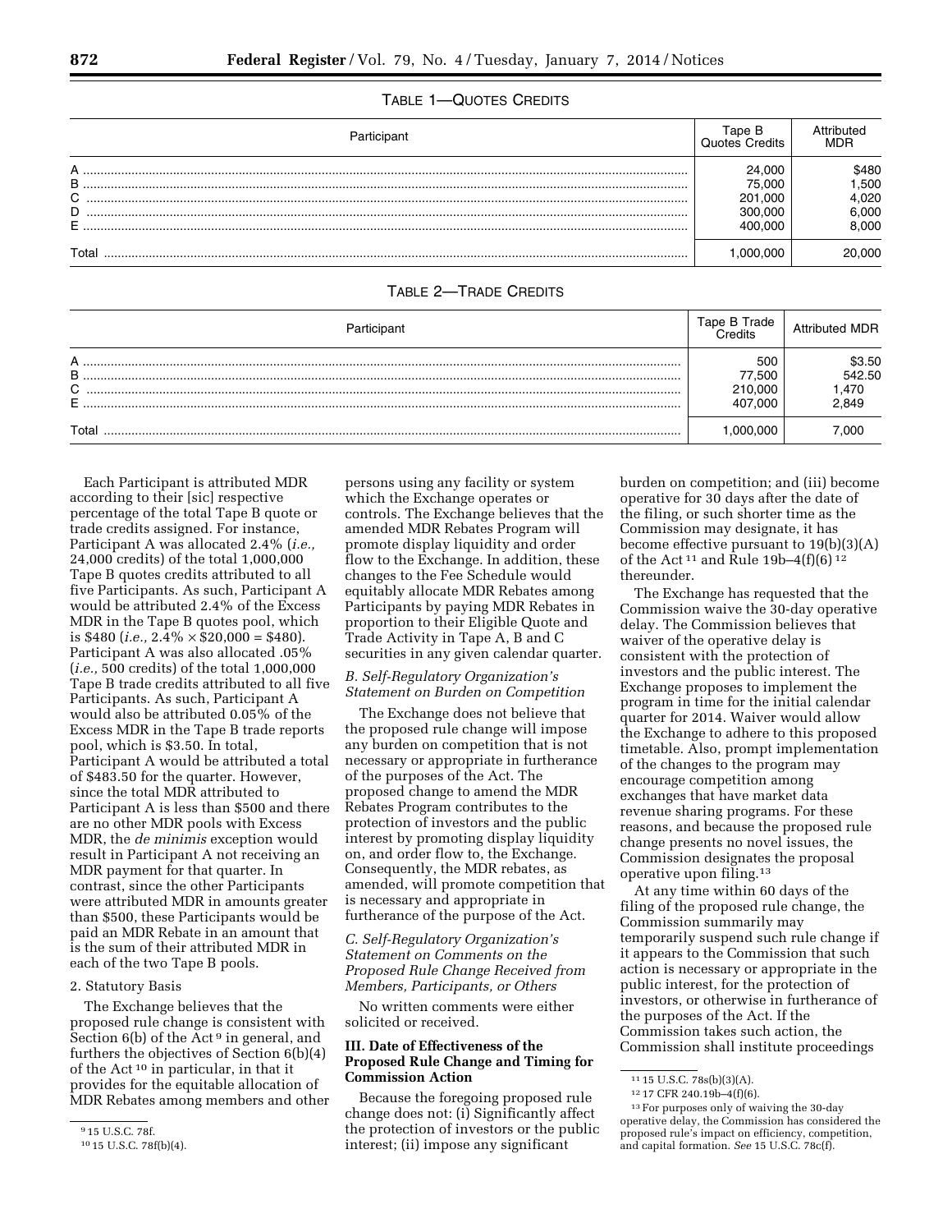TABLE 1—QUOTES CREDITS

| Participant | Tape B Quotes Credits | Attributed MDR |
|---|---|---|
| A | 24,000 | $480 |
| B | 75,000 | 1,500 |
| C | 201,000 | 4,020 |
| D | 300,000 | 6,000 |
| E | 400,000 | 8,000 |
| Total | 1,000,000 | 20,000 |

TABLE 2—TRADE CREDITS

| Participant | Tape B Trade Credits | Attributed MDR |
|---|---|---|
| A | 500 | $3.50 |
| B | 77,500 | 542.50 |
| C | 210,000 | 1,470 |
| E | 407,000 | 2,849 |
| Total | 1,000,000 | 7,000 |

Each Participant is attributed MDR according to their [sic] respective percentage of the total Tape B quote or trade credits assigned. For instance, Participant A was allocated 2.4% (*i.e.,* 24,000 credits) of the total 1,000,000 Tape B quotes credits attributed to all five Participants. As such, Participant A would be attributed 2.4% of the Excess MDR in the Tape B quotes pool, which is $480 (*i.e.,* 2.4% × $20,000 = $480). Participant A was also allocated .05% (*i.e.,* 500 credits) of the total 1,000,000 Tape B trade credits attributed to all five Participants. As such, Participant A would also be attributed 0.05% of the Excess MDR in the Tape B trade reports pool, which is $3.50. In total, Participant A would be attributed a total of $483.50 for the quarter. However, since the total MDR attributed to Participant A is less than $500 and there are no other MDR pools with Excess MDR, the *de minimis* exception would result in Participant A not receiving an MDR payment for that quarter. In contrast, since the other Participants were attributed MDR in amounts greater than $500, these Participants would be paid an MDR Rebate in an amount that is the sum of their attributed MDR in each of the two Tape B pools.

2. Statutory Basis

The Exchange believes that the proposed rule change is consistent with Section 6(b) of the Act [9] in general, and furthers the objectives of Section 6(b)(4) of the Act [10] in particular, in that it provides for the equitable allocation of MDR Rebates among members and other persons using any facility or system which the Exchange operates or controls. The Exchange believes that the amended MDR Rebates Program will promote display liquidity and order flow to the Exchange. In addition, these changes to the Fee Schedule would equitably allocate MDR Rebates among Participants by paying MDR Rebates in proportion to their Eligible Quote and Trade Activity in Tape A, B and C securities in any given calendar quarter.

### *B. Self-Regulatory Organization's Statement on Burden on Competition*

The Exchange does not believe that the proposed rule change will impose any burden on competition that is not necessary or appropriate in furtherance of the purposes of the Act. The proposed change to amend the MDR Rebates Program contributes to the protection of investors and the public interest by promoting display liquidity on, and order flow to, the Exchange. Consequently, the MDR rebates, as amended, will promote competition that is necessary and appropriate in furtherance of the purpose of the Act.

### *C. Self-Regulatory Organization's Statement on Comments on the Proposed Rule Change Received from Members, Participants, or Others*

No written comments were either solicited or received.

## III. Date of Effectiveness of the Proposed Rule Change and Timing for Commission Action

Because the foregoing proposed rule change does not: (i) Significantly affect the protection of investors or the public interest; (ii) impose any significant burden on competition; and (iii) become operative for 30 days after the date of the filing, or such shorter time as the Commission may designate, it has become effective pursuant to 19(b)(3)(A) of the Act [11] and Rule 19b–4(f)(6) [12] thereunder.

The Exchange has requested that the Commission waive the 30-day operative delay. The Commission believes that waiver of the operative delay is consistent with the protection of investors and the public interest. The Exchange proposes to implement the program in time for the initial calendar quarter for 2014. Waiver would allow the Exchange to adhere to this proposed timetable. Also, prompt implementation of the changes to the program may encourage competition among exchanges that have market data revenue sharing programs. For these reasons, and because the proposed rule change presents no novel issues, the Commission designates the proposal operative upon filing.[13]

At any time within 60 days of the filing of the proposed rule change, the Commission summarily may temporarily suspend such rule change if it appears to the Commission that such action is necessary or appropriate in the public interest, for the protection of investors, or otherwise in furtherance of the purposes of the Act. If the Commission takes such action, the Commission shall institute proceedings

[9] 15 U.S.C. 78f.

[10] 15 U.S.C. 78f(b)(4).

[11] 15 U.S.C. 78s(b)(3)(A).

[12] 17 CFR 240.19b–4(f)(6).

[13] For purposes only of waiving the 30-day operative delay, the Commission has considered the proposed rule's impact on efficiency, competition, and capital formation. *See* 15 U.S.C. 78c(f).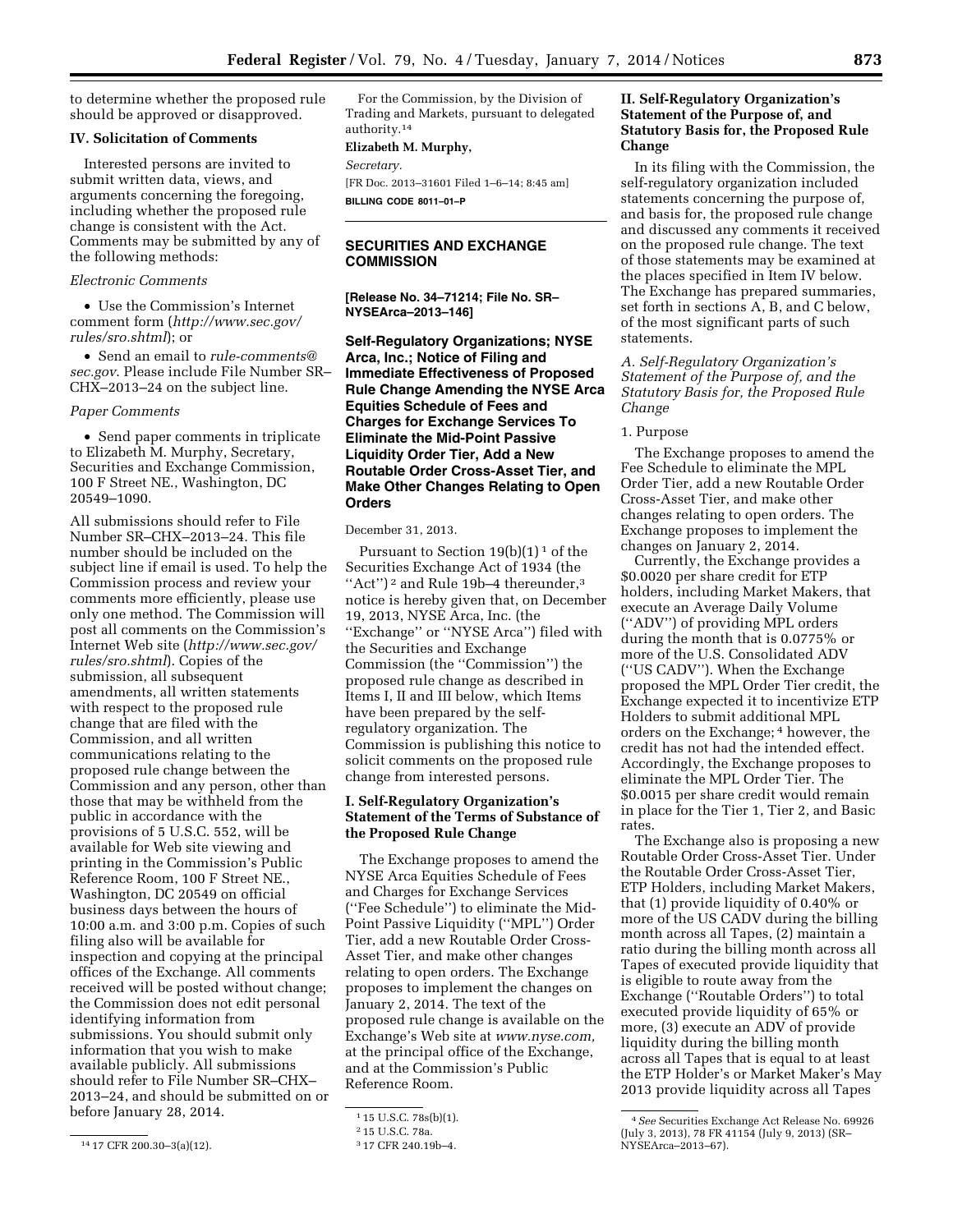to determine whether the proposed rule should be approved or disapproved.

## IV. Solicitation of Comments

Interested persons are invited to submit written data, views, and arguments concerning the foregoing, including whether the proposed rule change is consistent with the Act. Comments may be submitted by any of the following methods:

*Electronic Comments*

- Use the Commission's Internet comment form (*http://www.sec.gov/rules/sro.shtml*); or
- Send an email to *rule-comments@sec.gov*. Please include File Number SR–CHX–2013–24 on the subject line.

*Paper Comments*

- Send paper comments in triplicate to Elizabeth M. Murphy, Secretary, Securities and Exchange Commission, 100 F Street NE., Washington, DC 20549–1090.

All submissions should refer to File Number SR–CHX–2013–24. This file number should be included on the subject line if email is used. To help the Commission process and review your comments more efficiently, please use only one method. The Commission will post all comments on the Commission's Internet Web site (*http://www.sec.gov/rules/sro.shtml*). Copies of the submission, all subsequent amendments, all written statements with respect to the proposed rule change that are filed with the Commission, and all written communications relating to the proposed rule change between the Commission and any person, other than those that may be withheld from the public in accordance with the provisions of 5 U.S.C. 552, will be available for Web site viewing and printing in the Commission's Public Reference Room, 100 F Street NE., Washington, DC 20549 on official business days between the hours of 10:00 a.m. and 3:00 p.m. Copies of such filing also will be available for inspection and copying at the principal offices of the Exchange. All comments received will be posted without change; the Commission does not edit personal identifying information from submissions. You should submit only information that you wish to make available publicly. All submissions should refer to File Number SR–CHX–2013–24, and should be submitted on or before January 28, 2014.

For the Commission, by the Division of Trading and Markets, pursuant to delegated authority.[14]

**Elizabeth M. Murphy,**

*Secretary.*

[FR Doc. 2013–31601 Filed 1–6–14; 8:45 am]

**BILLING CODE 8011–01–P**

[14] 17 CFR 200.30–3(a)(12).

---

## SECURITIES AND EXCHANGE COMMISSION

**[Release No. 34–71214; File No. SR–NYSEArca–2013–146]**

**Self-Regulatory Organizations; NYSE Arca, Inc.; Notice of Filing and Immediate Effectiveness of Proposed Rule Change Amending the NYSE Arca Equities Schedule of Fees and Charges for Exchange Services To Eliminate the Mid-Point Passive Liquidity Order Tier, Add a New Routable Order Cross-Asset Tier, and Make Other Changes Relating to Open Orders**

December 31, 2013.

Pursuant to Section 19(b)(1)[1] of the Securities Exchange Act of 1934 (the ''Act'')[2] and Rule 19b–4 thereunder,[3] notice is hereby given that, on December 19, 2013, NYSE Arca, Inc. (the ''Exchange'' or ''NYSE Arca'') filed with the Securities and Exchange Commission (the ''Commission'') the proposed rule change as described in Items I, II and III below, which Items have been prepared by the self-regulatory organization. The Commission is publishing this notice to solicit comments on the proposed rule change from interested persons.

### I. Self-Regulatory Organization's Statement of the Terms of Substance of the Proposed Rule Change

The Exchange proposes to amend the NYSE Arca Equities Schedule of Fees and Charges for Exchange Services (''Fee Schedule'') to eliminate the Mid-Point Passive Liquidity (''MPL'') Order Tier, add a new Routable Order Cross-Asset Tier, and make other changes relating to open orders. The Exchange proposes to implement the changes on January 2, 2014. The text of the proposed rule change is available on the Exchange's Web site at *www.nyse.com,* at the principal office of the Exchange, and at the Commission's Public Reference Room.

[1] 15 U.S.C. 78s(b)(1).

[2] 15 U.S.C. 78a.

[3] 17 CFR 240.19b–4.

### II. Self-Regulatory Organization's Statement of the Purpose of, and Statutory Basis for, the Proposed Rule Change

In its filing with the Commission, the self-regulatory organization included statements concerning the purpose of, and basis for, the proposed rule change and discussed any comments it received on the proposed rule change. The text of those statements may be examined at the places specified in Item IV below. The Exchange has prepared summaries, set forth in sections A, B, and C below, of the most significant parts of such statements.

*A. Self-Regulatory Organization's Statement of the Purpose of, and the Statutory Basis for, the Proposed Rule Change*

1. Purpose

The Exchange proposes to amend the Fee Schedule to eliminate the MPL Order Tier, add a new Routable Order Cross-Asset Tier, and make other changes relating to open orders. The Exchange proposes to implement the changes on January 2, 2014.

Currently, the Exchange provides a $0.0020 per share credit for ETP holders, including Market Makers, that execute an Average Daily Volume (''ADV'') of providing MPL orders during the month that is 0.0775% or more of the U.S. Consolidated ADV (''US CADV''). When the Exchange proposed the MPL Order Tier credit, the Exchange expected it to incentivize ETP Holders to submit additional MPL orders on the Exchange;[4] however, the credit has not had the intended effect. Accordingly, the Exchange proposes to eliminate the MPL Order Tier. The $0.0015 per share credit would remain in place for the Tier 1, Tier 2, and Basic rates.

The Exchange also is proposing a new Routable Order Cross-Asset Tier. Under the Routable Order Cross-Asset Tier, ETP Holders, including Market Makers, that (1) provide liquidity of 0.40% or more of the US CADV during the billing month across all Tapes, (2) maintain a ratio during the billing month across all Tapes of executed provide liquidity that is eligible to route away from the Exchange (''Routable Orders'') to total executed provide liquidity of 65% or more, (3) execute an ADV of provide liquidity during the billing month across all Tapes that is equal to at least the ETP Holder's or Market Maker's May 2013 provide liquidity across all Tapes

[4] *See* Securities Exchange Act Release No. 69926 (July 3, 2013), 78 FR 41154 (July 9, 2013) (SR–NYSEArca–2013–67).